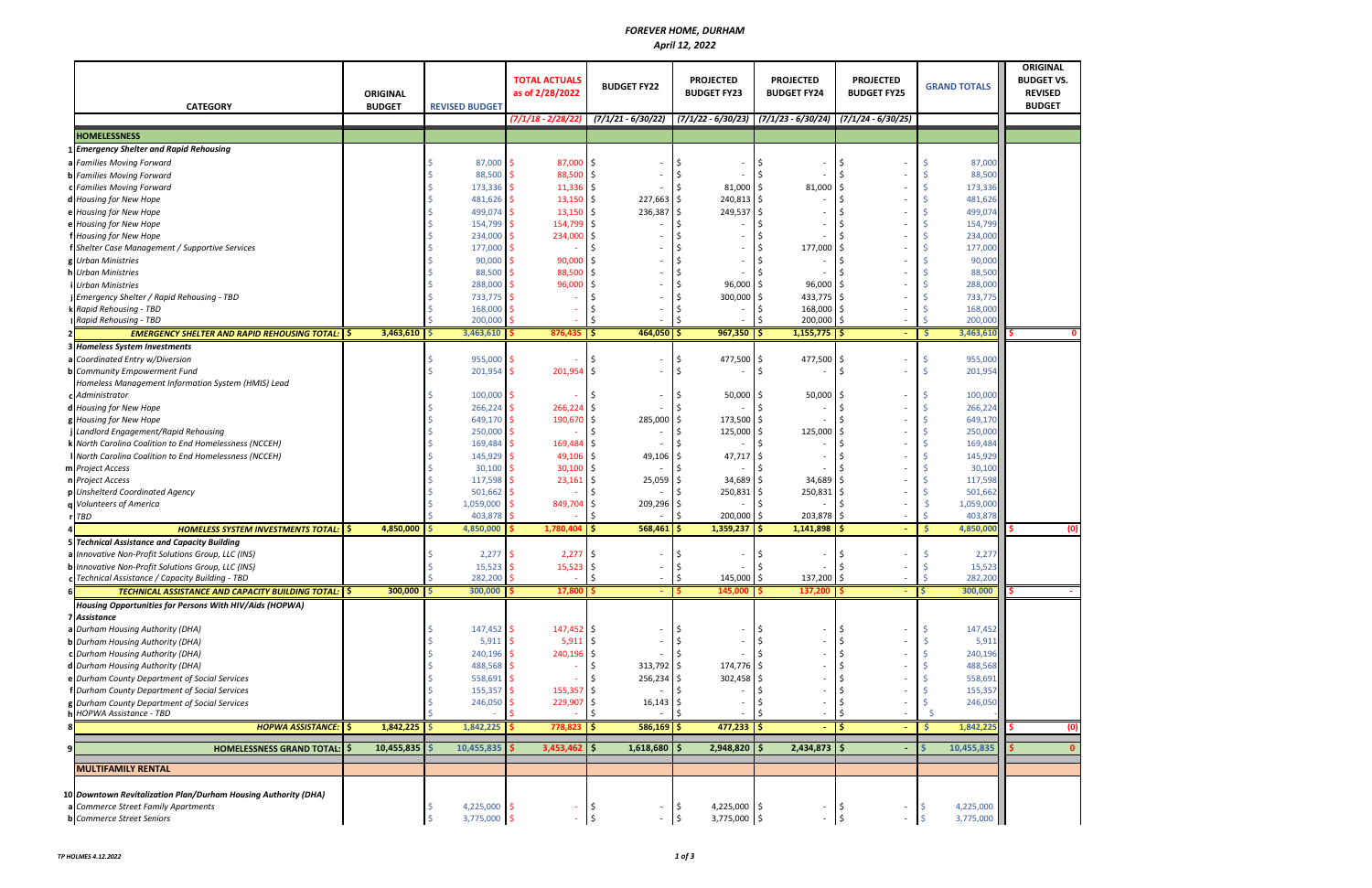# FOREVER HOME, DURHAM

*April 12, 2022*

| | CATEGORY | ORIGINAL BUDGET | REVISED BUDGET | TOTAL ACTUALS as of 2/28/2022 | BUDGET FY22 | PROJECTED BUDGET FY23 | PROJECTED BUDGET FY24 | PROJECTED BUDGET FY25 | GRAND TOTALS | ORIGINAL BUDGET VS. REVISED BUDGET |
|---|---|---|---|---|---|---|---|---|---|---|
| | | | | *(7/1/18 - 2/28/22)* | *(7/1/21 - 6/30/22)* | *(7/1/22 - 6/30/23)* | *(7/1/23 - 6/30/24)* | *(7/1/24 - 6/30/25)* | | |
| | **HOMELESSNESS** | | | | | | | | | |
| 1 | *Emergency Shelter and Rapid Rehousing* | | | | | | | | | |
| a | *Families Moving Forward* | | $ 87,000 | $ 87,000 | $ - | $ - | $ - | $ - | $ 87,000 | |
| b | *Families Moving Forward* | | $ 88,500 | $ 88,500 | $ - | $ - | $ - | $ - | $ 88,500 | |
| c | *Families Moving Forward* | | $ 173,336 | $ 11,336 | $ - | $ 81,000 | $ 81,000 | $ - | $ 173,336 | |
| d | *Housing for New Hope* | | $ 481,626 | $ 13,150 | $ 227,663 | $ 240,813 | $ - | $ - | $ 481,626 | |
| e | *Housing for New Hope* | | $ 499,074 | $ 13,150 | $ 236,387 | $ 249,537 | $ - | $ - | $ 499,074 | |
| e | *Housing for New Hope* | | $ 154,799 | $ 154,799 | $ - | $ - | $ - | $ - | $ 154,799 | |
| f | *Housing for New Hope* | | $ 234,000 | $ 234,000 | $ - | $ - | $ - | $ - | $ 234,000 | |
| f | *Shelter Case Management / Supportive Services* | | $ 177,000 | $ - | $ - | $ - | $ 177,000 | $ - | $ 177,000 | |
| g | *Urban Ministries* | | $ 90,000 | $ 90,000 | $ - | $ - | $ - | $ - | $ 90,000 | |
| h | *Urban Ministries* | | $ 88,500 | $ 88,500 | $ - | $ - | $ - | $ - | $ 88,500 | |
| i | *Urban Ministries* | | $ 288,000 | $ 96,000 | $ - | $ 96,000 | $ 96,000 | $ - | $ 288,000 | |
| j | *Emergency Shelter / Rapid Rehousing - TBD* | | $ 733,775 | $ - | $ - | $ 300,000 | $ 433,775 | $ - | $ 733,775 | |
| k | *Rapid Rehousing - TBD* | | $ 168,000 | $ - | $ - | $ - | $ 168,000 | $ - | $ 168,000 | |
| l | *Rapid Rehousing - TBD* | | $ 200,000 | $ - | $ - | $ - | $ 200,000 | $ - | $ 200,000 | |
| 2 | ***EMERGENCY SHELTER AND RAPID REHOUSING TOTAL:*** | **$ 3,463,610** | **$ 3,463,610** | **$ 876,435** | **$ 464,050** | **$ 967,350** | **$ 1,155,775** | **$ -** | **$ 3,463,610** | **$ 0** |
| 3 | *Homeless System Investments* | | | | | | | | | |
| a | *Coordinated Entry w/Diversion* | | $ 955,000 | $ - | $ - | $ 477,500 | $ 477,500 | $ - | $ 955,000 | |
| b | *Community Empowerment Fund* | | $ 201,954 | $ 201,954 | $ - | $ - | $ - | $ - | $ 201,954 | |
| c | *Homeless Management Information System (HMIS) Lead Administrator* | | $ 100,000 | $ - | $ - | $ 50,000 | $ 50,000 | $ - | $ 100,000 | |
| d | *Housing for New Hope* | | $ 266,224 | $ 266,224 | $ - | $ - | $ - | $ - | $ 266,224 | |
| g | *Housing for New Hope* | | $ 649,170 | $ 190,670 | $ 285,000 | $ 173,500 | $ - | $ - | $ 649,170 | |
| j | *Landlord Engagement/Rapid Rehousing* | | $ 250,000 | $ - | $ - | $ 125,000 | $ 125,000 | $ - | $ 250,000 | |
| k | *North Carolina Coalition to End Homelessness (NCCEH)* | | $ 169,484 | $ 169,484 | $ - | $ - | $ - | $ - | $ 169,484 | |
| l | *North Carolina Coalition to End Homelessness (NCCEH)* | | $ 145,929 | $ 49,106 | $ 49,106 | $ 47,717 | $ - | $ - | $ 145,929 | |
| m | *Project Access* | | $ 30,100 | $ 30,100 | $ - | $ - | $ - | $ - | $ 30,100 | |
| n | *Project Access* | | $ 117,598 | $ 23,161 | $ 25,059 | $ 34,689 | $ 34,689 | $ - | $ 117,598 | |
| p | *Unsheltered Coordinated Agency* | | $ 501,662 | $ - | $ - | $ 250,831 | $ 250,831 | $ - | $ 501,662 | |
| q | *Volunteers of America* | | $ 1,059,000 | $ 849,704 | $ 209,296 | $ - | $ - | $ - | $ 1,059,000 | |
| r | *TBD* | | $ 403,878 | $ - | $ - | $ 200,000 | $ 203,878 | $ - | $ 403,878 | |
| 4 | ***HOMELESS SYSTEM INVESTMENTS TOTAL:*** | **$ 4,850,000** | **$ 4,850,000** | **$ 1,780,404** | **$ 568,461** | **$ 1,359,237** | **$ 1,141,898** | **$ -** | **$ 4,850,000** | **$ (0)** |
| 5 | *Technical Assistance and Capacity Building* | | | | | | | | | |
| a | *Innovative Non-Profit Solutions Group, LLC (INS)* | | $ 2,277 | $ 2,277 | $ - | $ - | $ - | $ - | $ 2,277 | |
| b | *Innovative Non-Profit Solutions Group, LLC (INS)* | | $ 15,523 | $ 15,523 | $ - | $ - | $ - | $ - | $ 15,523 | |
| c | *Technical Assistance / Capacity Building - TBD* | | $ 282,200 | $ - | $ - | $ 145,000 | $ 137,200 | $ - | $ 282,200 | |
| 6 | ***TECHNICAL ASSISTANCE AND CAPACITY BUILDING TOTAL:*** | **$ 300,000** | **$ 300,000** | **$ 17,800** | **$ -** | **$ 145,000** | **$ 137,200** | **$ -** | **$ 300,000** | **$ -** |
| | *Housing Opportunities for Persons With HIV/Aids (HOPWA)* | | | | | | | | | |
| 7 | *Assistance* | | | | | | | | | |
| a | *Durham Housing Authority (DHA)* | | $ 147,452 | $ 147,452 | $ - | $ - | $ - | $ - | $ 147,452 | |
| b | *Durham Housing Authority (DHA)* | | $ 5,911 | $ 5,911 | $ - | $ - | $ - | $ - | $ 5,911 | |
| c | *Durham Housing Authority (DHA)* | | $ 240,196 | $ 240,196 | $ - | $ - | $ - | $ - | $ 240,196 | |
| d | *Durham Housing Authority (DHA)* | | $ 488,568 | $ - | $ 313,792 | $ 174,776 | $ - | $ - | $ 488,568 | |
| e | *Durham County Department of Social Services* | | $ 558,691 | $ - | $ 256,234 | $ 302,458 | $ - | $ - | $ 558,691 | |
| f | *Durham County Department of Social Services* | | $ 155,357 | $ 155,357 | $ - | $ - | $ - | $ - | $ 155,357 | |
| g | *Durham County Department of Social Services* | | $ 246,050 | $ 229,907 | $ 16,143 | $ - | $ - | $ - | $ 246,050 | |
| h | *HOPWA Assistance - TBD* | | $ - | $ - | $ - | $ - | $ - | $ - | $ - | |
| 8 | ***HOPWA ASSISTANCE:*** | **$ 1,842,225** | **$ 1,842,225** | **$ 778,823** | **$ 586,169** | **$ 477,233** | **$ -** | **$ -** | **$ 1,842,225** | **$ (0)** |
| 9 | **HOMELESSNESS GRAND TOTAL:** | **$ 10,455,835** | **$ 10,455,835** | **$ 3,453,462** | **$ 1,618,680** | **$ 2,948,820** | **$ 2,434,873** | **$ -** | **$ 10,455,835** | **$ 0** |
| | **MULTIFAMILY RENTAL** | | | | | | | | | |
| 10 | *Downtown Revitalization Plan/Durham Housing Authority (DHA)* | | | | | | | | | |
| a | *Commerce Street Family Apartments* | | $ 4,225,000 | $ - | $ - | $ 4,225,000 | $ - | $ - | $ 4,225,000 | |
| b | *Commerce Street Seniors* | | $ 3,775,000 | $ - | $ - | $ 3,775,000 | $ - | $ - | $ 3,775,000 | |

*TP HOLMES 4.12.2022*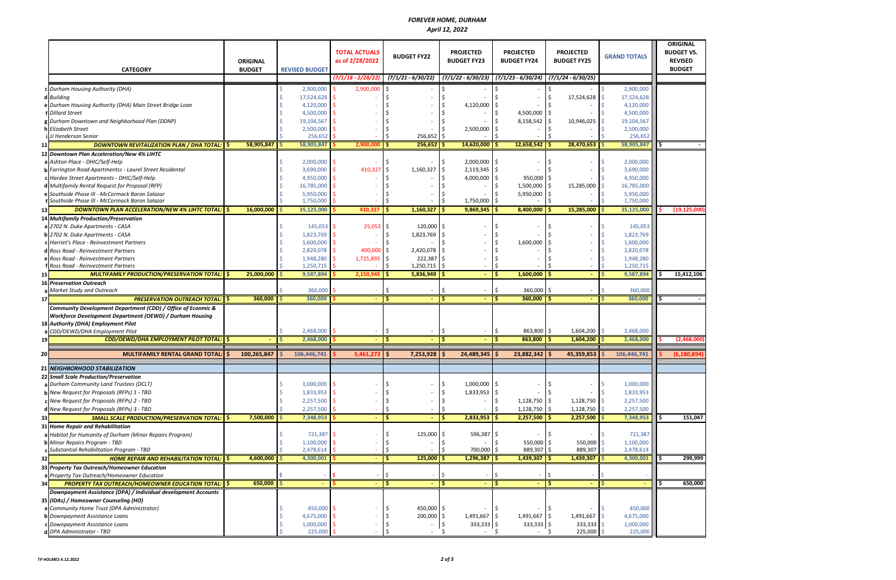# FOREVER HOME, DURHAM

*April 12, 2022*

| | CATEGORY | ORIGINAL BUDGET | REVISED BUDGET | TOTAL ACTUALS as of 2/28/2022 | BUDGET FY22 | PROJECTED BUDGET FY23 | PROJECTED BUDGET FY24 | PROJECTED BUDGET FY25 | GRAND TOTALS | ORIGINAL BUDGET VS. REVISED BUDGET |
|---|---|---|---|---|---|---|---|---|---|---|
| | | | | (7/1/18 - 2/28/22) | (7/1/21 - 6/30/22) | (7/1/22 - 6/30/23) | (7/1/23 - 6/30/24) | (7/1/24 - 6/30/25) | | |
| c | Durham Housing Authority (DHA) | | $ 2,900,000 | $ 2,900,000 | $ - | $ - | $ - | $ - | $ 2,900,000 | |
| d | Building | | $ 17,524,628 | $ - | $ - | $ - | $ - | $ 17,524,628 | $ 17,524,628 | |
| e | Durham Housing Authority (DHA) Main Street Bridge Loan | | $ 4,120,000 | $ - | $ - | $ 4,120,000 | $ - | $ - | $ 4,120,000 | |
| f | Dillard Street | | $ 4,500,000 | $ - | $ - | $ - | $ 4,500,000 | $ - | $ 4,500,000 | |
| g | Durham Downtown and Neighborhood Plan (DDNP) | | $ 19,104,567 | $ - | $ - | $ - | $ 8,158,542 | $ 10,946,025 | $ 19,104,567 | |
| h | Elizabeth Street | | $ 2,500,000 | $ - | $ - | $ 2,500,000 | $ - | $ - | $ 2,500,000 | |
| i | JJ Henderson Senior | | $ 256,652 | $ - | $ 256,652 | $ - | $ - | $ - | $ 256,652 | |
| 11 | **DOWNTOWN REVITALIZATION PLAN / DHA TOTAL:** | $ 58,905,847 | $ 58,905,847 | $ 2,900,000 | $ 256,652 | $ 14,620,000 | $ 12,658,542 | $ 28,470,653 | $ 58,905,847 | $ - |
| 12 | **Downtown Plan Acceleration/New 4% LIHTC** | | | | | | | | | |
| a | Ashton Place - DHIC/Self-Help | | $ 2,000,000 | $ - | $ - | $ 2,000,000 | $ - | $ - | $ 2,000,000 | |
| b | Farrington Road Apartmentss - Laurel Street Residental | | $ 3,690,000 | $ 410,327 | $ 1,160,327 | $ 2,119,345 | $ - | $ - | $ 3,690,000 | |
| c | Hardee Street Apartments - DHIC/Self-Help | | $ 4,950,000 | $ - | $ - | $ 4,000,000 | $ 950,000 | $ - | $ 4,950,000 | |
| d | Multifamily Rental Request for Proposal (RFP) | | $ 16,785,000 | $ - | $ - | $ - | $ 1,500,000 | $ 15,285,000 | $ 16,785,000 | |
| e | Southside Phase III - McCormack Baron Salazar | | $ 5,950,000 | $ - | $ - | $ - | $ 5,950,000 | $ - | $ 5,950,000 | |
| f | Southside Phase III - McCormack Baron Salazar | | $ 1,750,000 | $ - | $ - | $ 1,750,000 | $ - | $ - | $ 1,750,000 | |
| 13 | **DOWNTOWN PLAN ACCELERATION/NEW 4% LIHTC TOTAL:** | $ 16,000,000 | $ 35,125,000 | $ 410,327 | $ 1,160,327 | $ 9,869,345 | $ 8,400,000 | $ 15,285,000 | $ 35,125,000 | $ (19,125,000) |
| 14 | **Multifamily Production/Preservation** | | | | | | | | | |
| a | 2702 N. Duke Apartments - CASA | | $ 145,053 | $ 25,053 | $ 120,000 | $ - | $ - | $ - | $ 145,053 | |
| b | 2702 N. Duke Apartments - CASA | | $ 1,823,769 | $ - | $ 1,823,769 | $ - | $ - | $ - | $ 1,823,769 | |
| c | Harriet's Place - Reinvestment Partners | | $ 1,600,000 | $ - | $ - | $ - | $ 1,600,000 | $ - | $ 1,600,000 | |
| d | Ross Road - Reinvestment Partners | | $ 2,820,078 | $ 400,000 | $ 2,420,078 | $ - | $ - | $ - | $ 2,820,078 | |
| e | Ross Road - Reinvestment Partners | | $ 1,948,280 | $ 1,725,893 | $ 222,387 | $ - | $ - | $ - | $ 1,948,280 | |
| f | Ross Road - Reinvestment Partners | | $ 1,250,715 | $ - | $ 1,250,715 | $ - | $ - | $ - | $ 1,250,715 | |
| 15 | **MULTIFAMILY PRODUCTION/PRESERVATION TOTAL:** | $ 25,000,000 | $ 9,587,894 | $ 2,150,945 | $ 5,836,949 | $ - | $ 1,600,000 | $ - | $ 9,587,894 | $ 15,412,106 |
| 16 | **Preservation Outreach** | | | | | | | | | |
| a | Market Study and Outreach | | $ 360,000 | $ - | $ - | $ - | $ 360,000 | $ - | $ 360,000 | |
| 17 | **PRESERVATION OUTREACH TOTAL:** | $ 360,000 | $ 360,000 | $ - | $ - | $ - | $ 360,000 | $ - | $ 360,000 | $ - |
| 18 | **Community Development Department (CDD) / Office of Econmic & Workforce Development Department (OEWD) / Durham Housing Authority (DHA) Employment Pilot** | | | | | | | | | |
| a | CDD/OEWD/DHA Employment Pilot | | $ 2,468,000 | $ - | $ - | $ - | $ 863,800 | $ 1,604,200 | $ 2,468,000 | |
| 19 | **CDD/OEWD/DHA EMPLOYMENT PILOT TOTAL:** | $ - | $ 2,468,000 | $ - | $ - | $ - | $ 863,800 | $ 1,604,200 | $ 2,468,000 | $ (2,468,000) |
| 20 | **MULTIFAMILY RENTAL GRAND TOTAL:** | $ 100,265,847 | $ 106,446,741 | $ 5,461,272 | $ 7,253,928 | $ 24,489,345 | $ 23,882,342 | $ 45,359,853 | $ 106,446,741 | $ (6,180,894) |
| 21 | **NEIGHBORHOOD STABILIZATION** | | | | | | | | | |
| 22 | **Small Scale Production/Preservation** | | | | | | | | | |
| a | Durham Community Land Trustees (DCLT) | | $ 1,000,000 | $ - | $ - | $ 1,000,000 | $ - | $ - | $ 1,000,000 | |
| b | New Request for Proposals (RFPs) 1 - TBD | | $ 1,833,953 | $ - | $ - | $ 1,833,953 | $ - | $ - | $ 1,833,953 | |
| c | New Request for Proposals (RFPs) 2 - TBD | | $ 2,257,500 | $ - | $ - | $ - | $ 1,128,750 | $ 1,128,750 | $ 2,257,500 | |
| d | New Request for Proposals (RFPs) 3 - TBD | | $ 2,257,500 | $ - | $ - | $ - | $ 1,128,750 | $ 1,128,750 | $ 2,257,500 | |
| 33 | **SMALL SCALE PRODUCTION/PRESERVATION TOTAL:** | $ 7,500,000 | $ 7,348,953 | $ - | $ - | $ 2,833,953 | $ 2,257,500 | $ 2,257,500 | $ 7,348,953 | $ 151,047 |
| 31 | **Home Repair and Rehabilitation** | | | | | | | | | |
| a | Habitat for Humanity of Durham (Minor Repairs Program) | | $ 721,387 | $ - | $ 125,000 | $ 596,387 | $ - | $ - | $ 721,387 | |
| b | Minor Repairs Program - TBD | | $ 1,100,000 | $ - | $ - | $ - | $ 550,000 | $ 550,000 | $ 1,100,000 | |
| c | Substantial Rehabilitation Program - TBD | | $ 2,478,614 | $ - | $ - | $ 700,000 | $ 889,307 | $ 889,307 | $ 2,478,614 | |
| 32 | **HOME REPAIR AND REHABILITATION TOTAL:** | $ 4,600,000 | $ 4,300,001 | $ - | $ 125,000 | $ 1,296,387 | $ 1,439,307 | $ 1,439,307 | $ 4,300,001 | $ 299,999 |
| 33 | **Property Tax Outreach/Homeowner Education** | | | | | | | | | |
| a | Property Tax Outreach/Homeowner Education | | $ - | $ - | $ - | $ - | $ - | $ - | $ - | |
| 34 | **PROPERTY TAX OUTREACH/HOMEOWNER EDUCATION TOTAL:** | $ 650,000 | $ - | $ - | $ - | $ - | $ - | $ - | $ - | $ 650,000 |
| 35 | **Downpayment Assistance (DPA) / Individual development Accounts (IDAs) / Homeowner Counseling (HO)** | | | | | | | | | |
| a | Community Home Trust (DPA Administrator) | | $ 450,000 | $ - | $ 450,000 | $ - | $ - | $ - | $ 450,000 | |
| b | Downpayment Assistance Loans | | $ 4,675,000 | $ - | $ 200,000 | $ 1,491,667 | $ 1,491,667 | $ 1,491,667 | $ 4,675,000 | |
| c | Downpayment Assistance Loans | | $ 1,000,000 | $ - | $ - | $ 333,333 | $ 333,333 | $ 333,333 | $ 1,000,000 | |
| d | DPA Administrator - TBD | | $ 225,000 | $ - | $ - | $ - | $ - | $ 225,000 | $ 225,000 | |

TP HOLMES 4.12.2022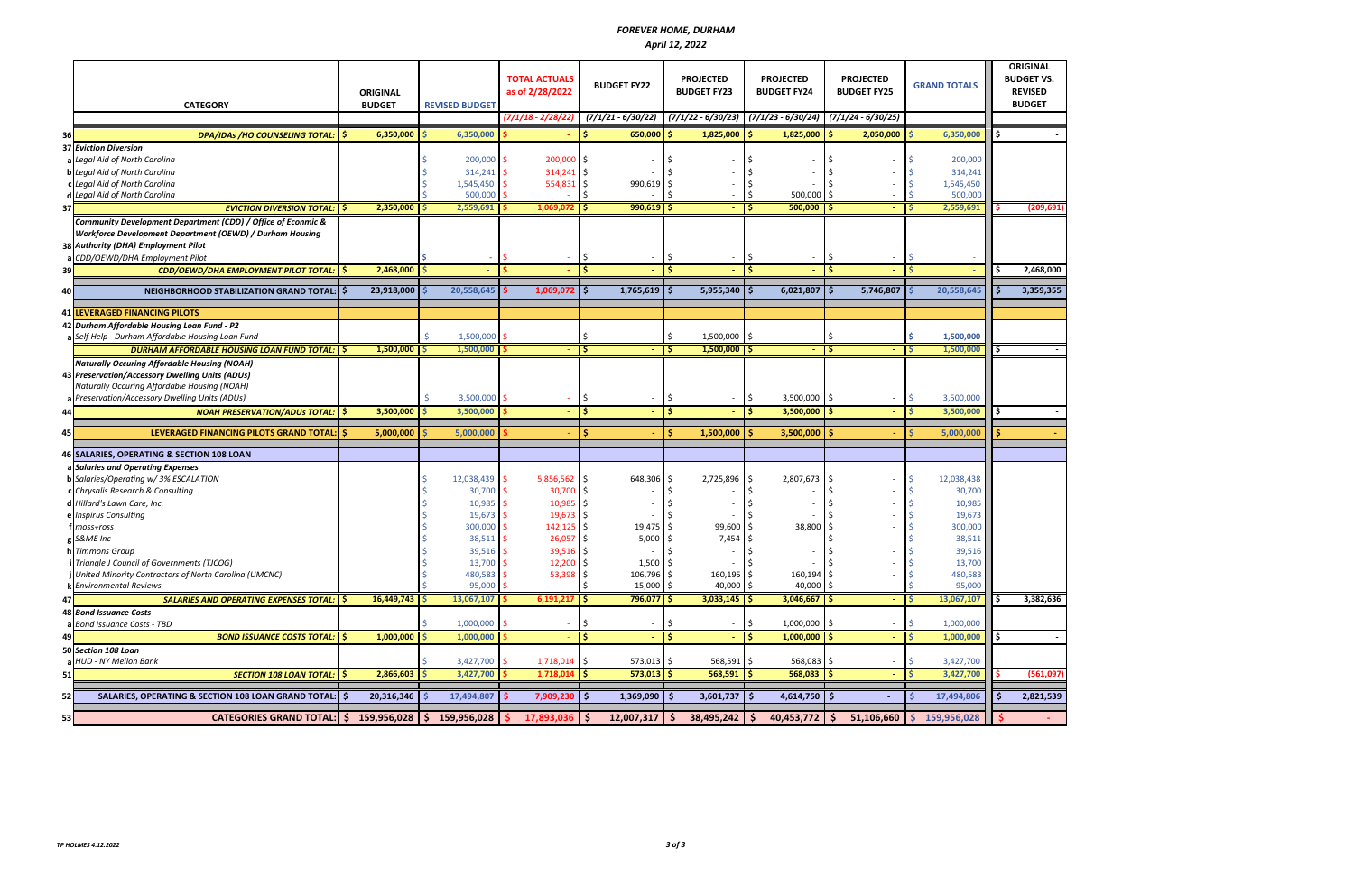# FOREVER HOME, DURHAM

*April 12, 2022*

| | CATEGORY | ORIGINAL BUDGET | REVISED BUDGET | TOTAL ACTUALS as of 2/28/2022 | BUDGET FY22 | PROJECTED BUDGET FY23 | PROJECTED BUDGET FY24 | PROJECTED BUDGET FY25 | GRAND TOTALS | ORIGINAL BUDGET VS. REVISED BUDGET |
|---|---|---|---|---|---|---|---|---|---|---|
| | | | | *(7/1/18 - 2/28/22)* | *(7/1/21 - 6/30/22)* | *(7/1/22 - 6/30/23)* | *(7/1/23 - 6/30/24)* | *(7/1/24 - 6/30/25)* | | |
| 36 | ***DPA/IDAs /HO COUNSELING TOTAL:*** | $ 6,350,000 | $ 6,350,000 | $ - | $ 650,000 | $ 1,825,000 | $ 1,825,000 | $ 2,050,000 | $ 6,350,000 | $ - |
| 37 | ***Eviction Diversion*** | | | | | | | | | |
| a | *Legal Aid of North Carolina* | | $ 200,000 | $ 200,000 | $ - | $ - | $ - | $ - | $ 200,000 | |
| b | *Legal Aid of North Carolina* | | $ 314,241 | $ 314,241 | $ - | $ - | $ - | $ - | $ 314,241 | |
| c | *Legal Aid of North Carolina* | | $ 1,545,450 | $ 554,831 | $ 990,619 | $ - | $ - | $ - | $ 1,545,450 | |
| d | *Legal Aid of North Carolina* | | $ 500,000 | $ - | $ - | $ - | $ 500,000 | $ - | $ 500,000 | |
| 37 | ***EVICTION DIVERSION TOTAL:*** | $ 2,350,000 | $ 2,559,691 | $ 1,069,072 | $ 990,619 | $ - | $ 500,000 | $ - | $ 2,559,691 | $ (209,691) |
| 38 | ***Community Development Department (CDD) / Office of Econmic & Workforce Development Department (OEWD) / Durham Housing Authority (DHA) Employment Pilot*** | | | | | | | | | |
| a | *CDD/OEWD/DHA Employment Pilot* | | $ - | $ - | $ - | $ - | $ - | $ - | $ - | |
| 39 | ***CDD/OEWD/DHA EMPLOYMENT PILOT TOTAL:*** | $ 2,468,000 | $ - | $ - | $ - | $ - | $ - | $ - | $ - | $ 2,468,000 |
| 40 | **NEIGHBORHOOD STABILIZATION GRAND TOTAL:** | $ 23,918,000 | $ 20,558,645 | $ 1,069,072 | $ 1,765,619 | $ 5,955,340 | $ 6,021,807 | $ 5,746,807 | $ 20,558,645 | $ 3,359,355 |
| 41 | **LEVERAGED FINANCING PILOTS** | | | | | | | | | |
| 42 | ***Durham Affordable Housing Loan Fund - P2*** | | | | | | | | | |
| a | *Self Help - Durham Affordable Housing Loan Fund* | | $ 1,500,000 | $ - | $ - | $ 1,500,000 | $ - | $ - | $ 1,500,000 | |
| | ***DURHAM AFFORDABLE HOUSING LOAN FUND TOTAL:*** | $ 1,500,000 | $ 1,500,000 | $ - | $ - | $ 1,500,000 | $ - | $ - | $ 1,500,000 | $ - |
| 43 | ***Naturally Occuring Affordable Housing (NOAH) Preservation/Accessory Dwelling Units (ADUs)*** | | | | | | | | | |
| a | *Naturally Occuring Affordable Housing (NOAH) Preservation/Accessory Dwelling Units (ADUs)* | | $ 3,500,000 | $ - | $ - | $ - | $ 3,500,000 | $ - | $ 3,500,000 | |
| 44 | ***NOAH PRESERVATION/ADUs TOTAL:*** | $ 3,500,000 | $ 3,500,000 | $ - | $ - | $ - | $ 3,500,000 | $ - | $ 3,500,000 | $ - |
| 45 | **LEVERAGED FINANCING PILOTS GRAND TOTAL:** | $ 5,000,000 | $ 5,000,000 | $ - | $ - | $ 1,500,000 | $ 3,500,000 | $ - | $ 5,000,000 | $ - |
| 46 | **SALARIES, OPERATING & SECTION 108 LOAN** | | | | | | | | | |
| a | ***Salaries and Operating Expenses*** | | | | | | | | | |
| b | *Salaries/Operating w/ 3% ESCALATION* | | $ 12,038,439 | $ 5,856,562 | $ 648,306 | $ 2,725,896 | $ 2,807,673 | $ - | $ 12,038,438 | |
| c | *Chrysalis Research & Consulting* | | $ 30,700 | $ 30,700 | $ - | $ - | $ - | $ - | $ 30,700 | |
| d | *Hillard's Lawn Care, Inc.* | | $ 10,985 | $ 10,985 | $ - | $ - | $ - | $ - | $ 10,985 | |
| e | *Inspirus Consulting* | | $ 19,673 | $ 19,673 | $ - | $ - | $ - | $ - | $ 19,673 | |
| f | *moss+ross* | | $ 300,000 | $ 142,125 | $ 19,475 | $ 99,600 | $ 38,800 | $ - | $ 300,000 | |
| g | *S&ME Inc* | | $ 38,511 | $ 26,057 | $ 5,000 | $ 7,454 | $ - | $ - | $ 38,511 | |
| h | *Timmons Group* | | $ 39,516 | $ 39,516 | $ - | $ - | $ - | $ - | $ 39,516 | |
| i | *Triangle J Council of Governments (TJCOG)* | | $ 13,700 | $ 12,200 | $ 1,500 | $ - | $ - | $ - | $ 13,700 | |
| j | *United Minority Contractors of North Carolina (UMCNC)* | | $ 480,583 | $ 53,398 | $ 106,796 | $ 160,195 | $ 160,194 | $ - | $ 480,583 | |
| k | *Environmental Reviews* | | $ 95,000 | $ - | $ 15,000 | $ 40,000 | $ 40,000 | $ - | $ 95,000 | |
| 47 | ***SALARIES AND OPERATING EXPENSES TOTAL:*** | $ 16,449,743 | $ 13,067,107 | $ 6,191,217 | $ 796,077 | $ 3,033,145 | $ 3,046,667 | $ - | $ 13,067,107 | $ 3,382,636 |
| 48 | ***Bond Issuance Costs*** | | | | | | | | | |
| a | *Bond Issuance Costs - TBD* | | $ 1,000,000 | $ - | $ - | $ - | $ 1,000,000 | $ - | $ 1,000,000 | |
| 49 | ***BOND ISSUANCE COSTS TOTAL:*** | $ 1,000,000 | $ 1,000,000 | $ - | $ - | $ - | $ 1,000,000 | $ - | $ 1,000,000 | $ - |
| 50 | ***Section 108 Loan*** | | | | | | | | | |
| a | *HUD - NY Mellon Bank* | | $ 3,427,700 | $ 1,718,014 | $ 573,013 | $ 568,591 | $ 568,083 | $ - | $ 3,427,700 | |
| 51 | ***SECTION 108 LOAN TOTAL:*** | $ 2,866,603 | $ 3,427,700 | $ 1,718,014 | $ 573,013 | $ 568,591 | $ 568,083 | $ - | $ 3,427,700 | $ (561,097) |
| 52 | **SALARIES, OPERATING & SECTION 108 LOAN GRAND TOTAL:** | $ 20,316,346 | $ 17,494,807 | $ 7,909,230 | $ 1,369,090 | $ 3,601,737 | $ 4,614,750 | $ - | $ 17,494,806 | $ 2,821,539 |
| 53 | **CATEGORIES GRAND TOTAL:** | $ 159,956,028 | $ 159,956,028 | $ 17,893,036 | $ 12,007,317 | $ 38,495,242 | $ 40,453,772 | $ 51,106,660 | $ 159,956,028 | $ - |

*TP HOLMES 4.12.2022*